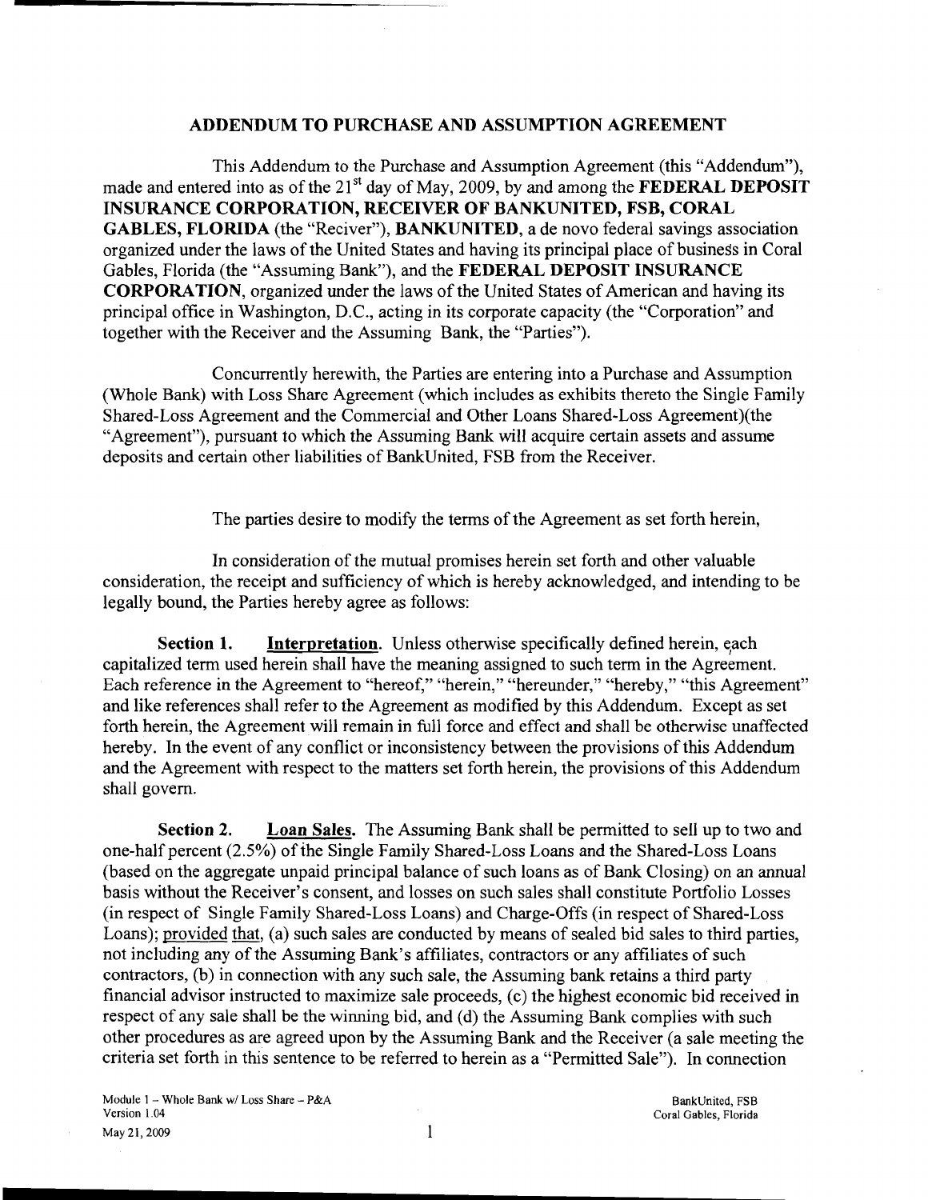# ADDENDUM TO PURCHASE AND ASSUMPTION AGREEMENT

This Addendum to the Purchase and Assumption Agreement (this "Addendum"), made and entered into as of the 21st day of May, 2009, by and among the **FEDERAL DEPOSIT INSURANCE CORPORATION, RECEIVER OF BANKUNITED, FSB, CORAL GABLES, FLORIDA** (the "Reciver"), **BANKUNITED**, a de novo federal savings association organized under the laws of the United States and having its principal place of business in Coral Gables, Florida (the "Assuming Bank"), and the **FEDERAL DEPOSIT INSURANCE CORPORATION**, organized under the laws of the United States of American and having its principal office in Washington, D.C., acting in its corporate capacity (the "Corporation" and together with the Receiver and the Assuming Bank, the "Parties").

Concurrently herewith, the Parties are entering into a Purchase and Assumption (Whole Bank) with Loss Share Agreement (which includes as exhibits thereto the Single Family Shared-Loss Agreement and the Commercial and Other Loans Shared-Loss Agreement)(the "Agreement"), pursuant to which the Assuming Bank will acquire certain assets and assume deposits and certain other liabilities of BankUnited, FSB from the Receiver.

The parties desire to modify the terms of the Agreement as set forth herein,

In consideration of the mutual promises herein set forth and other valuable consideration, the receipt and sufficiency of which is hereby acknowledged, and intending to be legally bound, the Parties hereby agree as follows:

**Section 1. Interpretation.** Unless otherwise specifically defined herein, each capitalized term used herein shall have the meaning assigned to such term in the Agreement. Each reference in the Agreement to "hereof," "herein," "hereunder," "hereby," "this Agreement" and like references shall refer to the Agreement as modified by this Addendum. Except as set forth herein, the Agreement will remain in full force and effect and shall be otherwise unaffected hereby. In the event of any conflict or inconsistency between the provisions of this Addendum and the Agreement with respect to the matters set forth herein, the provisions of this Addendum shall govern.

**Section 2. Loan Sales.** The Assuming Bank shall be permitted to sell up to two and one-half percent (2.5%) of the Single Family Shared-Loss Loans and the Shared-Loss Loans (based on the aggregate unpaid principal balance of such loans as of Bank Closing) on an annual basis without the Receiver's consent, and losses on such sales shall constitute Portfolio Losses (in respect of Single Family Shared-Loss Loans) and Charge-Offs (in respect of Shared-Loss Loans); provided that, (a) such sales are conducted by means of sealed bid sales to third parties, not including any of the Assuming Bank's affiliates, contractors or any affiliates of such contractors, (b) in connection with any such sale, the Assuming bank retains a third party financial advisor instructed to maximize sale proceeds, (c) the highest economic bid received in respect of any sale shall be the winning bid, and (d) the Assuming Bank complies with such other procedures as are agreed upon by the Assuming Bank and the Receiver (a sale meeting the criteria set forth in this sentence to be referred to herein as a "Permitted Sale"). In connection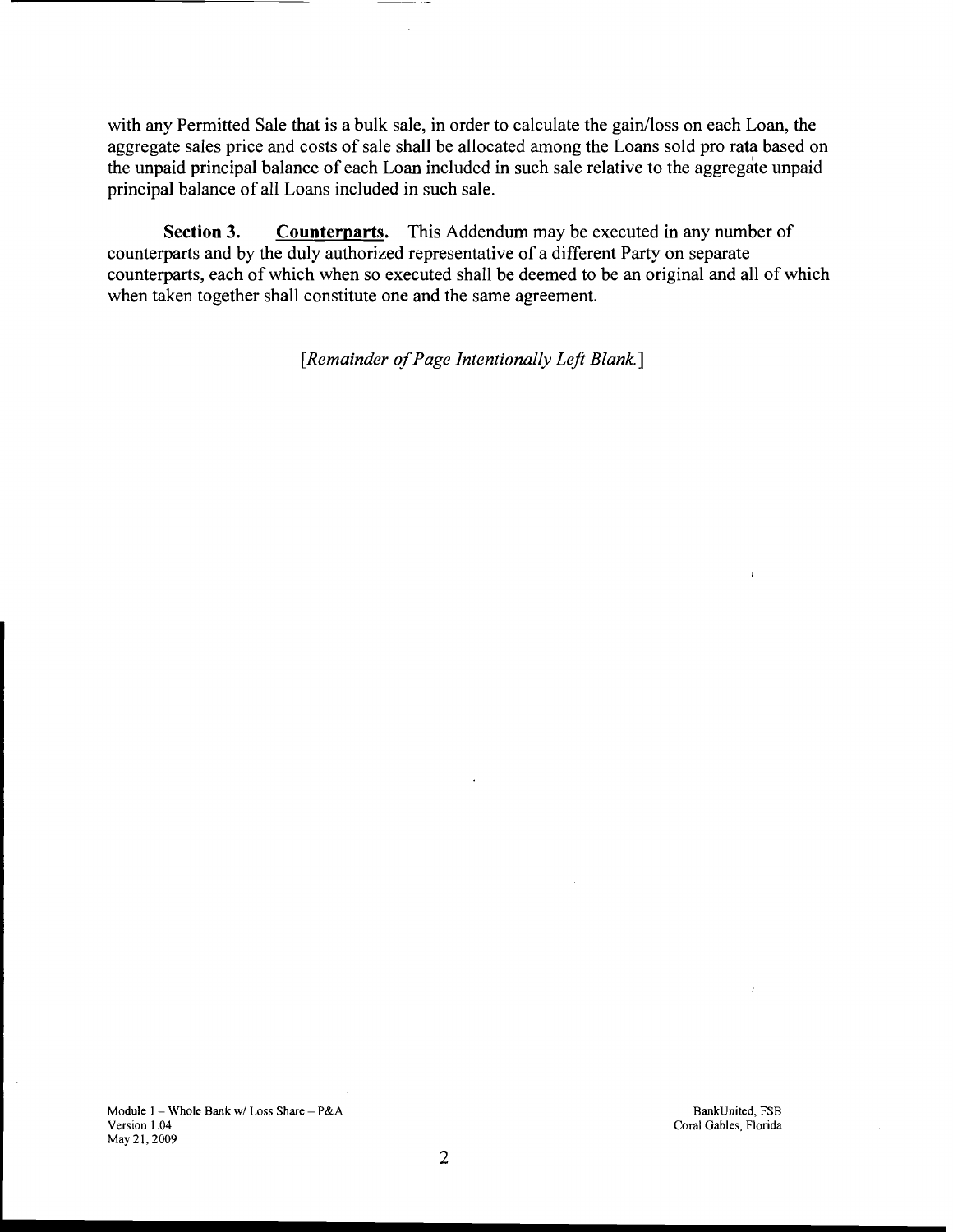with any Permitted Sale that is a bulk sale, in order to calculate the gain/loss on each Loan, the aggregate sales price and costs of sale shall be allocated among the Loans sold pro rata based on the unpaid principal balance of each Loan included in such sale relative to the aggregate unpaid principal balance of all Loans included in such sale.

**Section 3. Counterparts.** This Addendum may be executed in any number of counterparts and by the duly authorized representative of a different Party on separate counterparts, each of which when so executed shall be deemed to be an original and all of which when taken together shall constitute one and the same agreement.

*[Remainder of Page Intentionally Left Blank.]*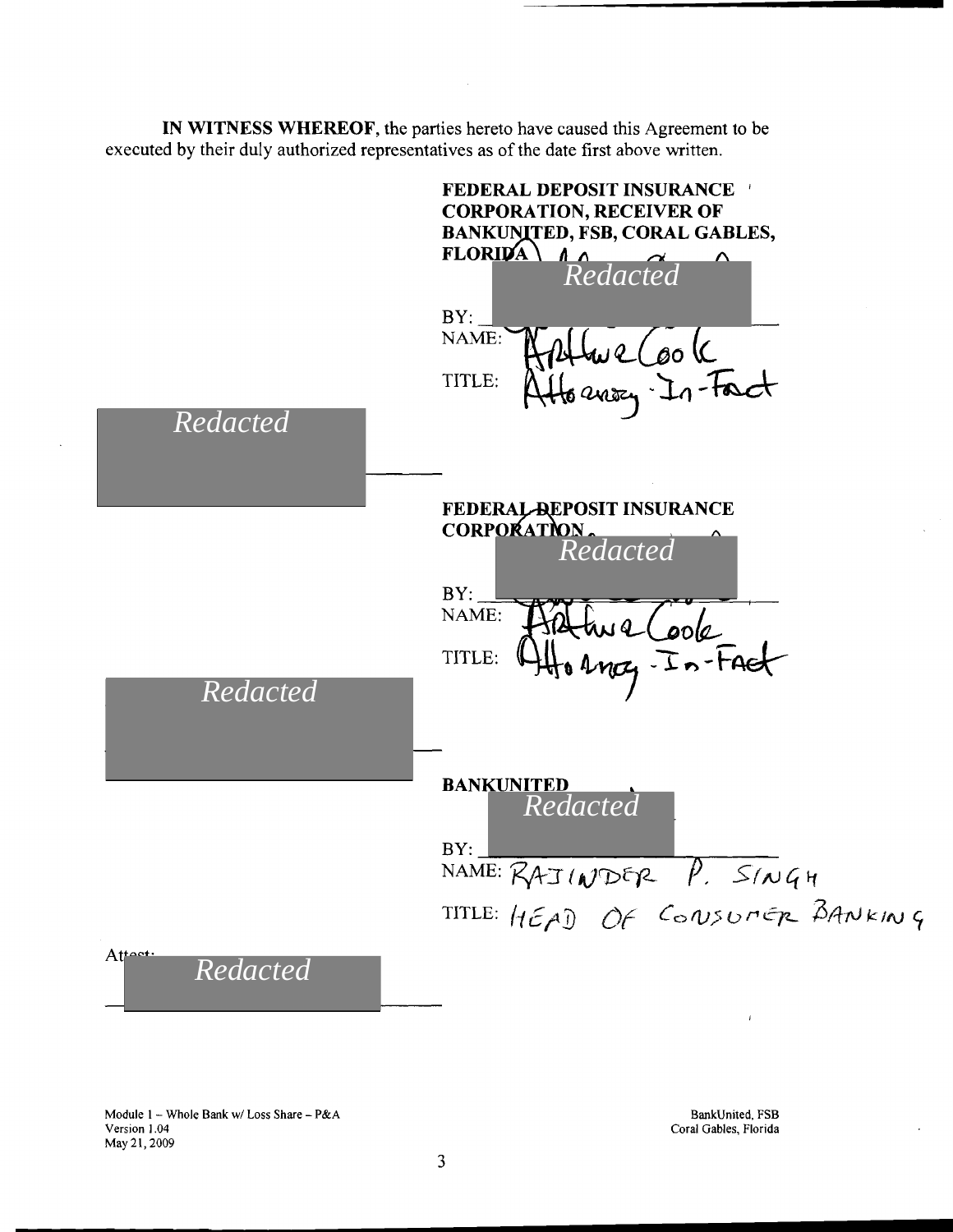**IN WITNESS WHEREOF**, the parties hereto have caused this Agreement to be executed by their duly authorized representatives as of the date first above written.

**FEDERAL DEPOSIT INSURANCE CORPORATION, RECEIVER OF BANKUNITED, FSB, CORAL GABLES, FLORIDA**

*Redacted*

BY: \_\_\_\_\_\_\_\_\_\_\_\_\_\_\_\_\_\_\_\_

NAME: Arthur Cook

TITLE: Attorney-In-Fact

*Redacted*

**FEDERAL DEPOSIT INSURANCE CORPORATION**

*Redacted*

BY: \_\_\_\_\_\_\_\_\_\_\_\_\_\_\_\_\_\_\_\_

NAME: Arthur Cook

TITLE: Attorney-In-Fact

*Redacted*

**BANKUNITED**

*Redacted*

BY: \_\_\_\_\_\_\_\_\_\_\_\_\_\_\_\_\_\_\_\_

NAME: RAJINDER P. SINGH

TITLE: HEAD OF CONSUMER BANKING

Attest:

*Redacted*

Module 1 – Whole Bank w/ Loss Share – P&A
Version 1.04
May 21, 2009

BankUnited, FSB
Coral Gables, Florida